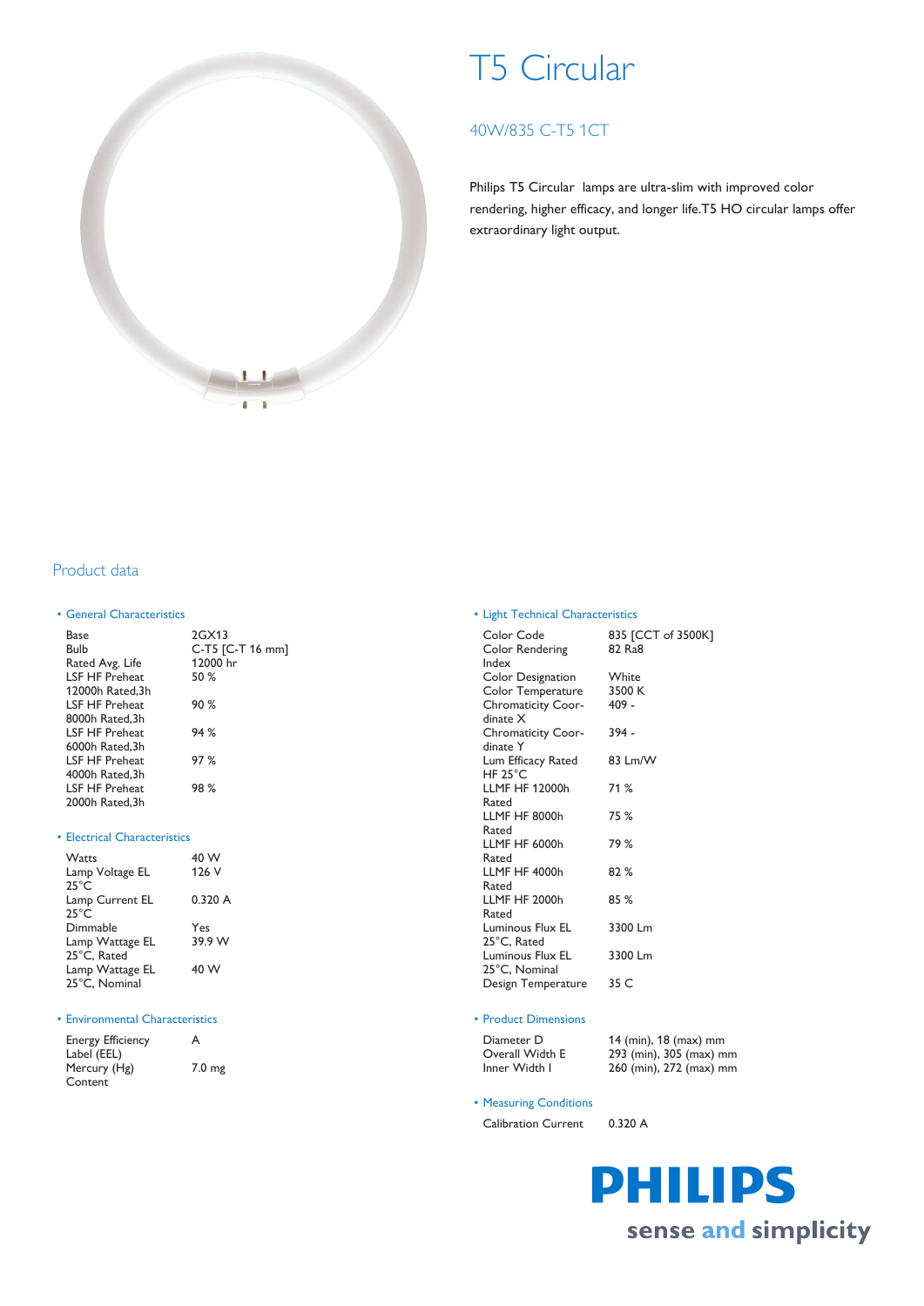# T5 Circular

## 40W/835 C-T5 1CT

Philips T5 Circular lamps are ultra-slim with improved color rendering, higher efficacy, and longer life.T5 HO circular lamps offer extraordinary light output.

## Product data

### • General Characteristics

| | |
|---|---|
| Base | 2GX13 |
| Bulb | C-T5 [C-T 16 mm] |
| Rated Avg. Life | 12000 hr |
| LSF HF Preheat 12000h Rated,3h | 50 % |
| LSF HF Preheat 8000h Rated,3h | 90 % |
| LSF HF Preheat 6000h Rated,3h | 94 % |
| LSF HF Preheat 4000h Rated,3h | 97 % |
| LSF HF Preheat 2000h Rated,3h | 98 % |

### • Electrical Characteristics

| | |
|---|---|
| Watts | 40 W |
| Lamp Voltage EL 25°C | 126 V |
| Lamp Current EL 25°C | 0.320 A |
| Dimmable | Yes |
| Lamp Wattage EL 25°C, Rated | 39.9 W |
| Lamp Wattage EL 25°C, Nominal | 40 W |

### • Environmental Characteristics

| | |
|---|---|
| Energy Efficiency Label (EEL) | A |
| Mercury (Hg) Content | 7.0 mg |

### • Light Technical Characteristics

| | |
|---|---|
| Color Code | 835 [CCT of 3500K] |
| Color Rendering Index | 82 Ra8 |
| Color Designation | White |
| Color Temperature | 3500 K |
| Chromaticity Coordinate X | 409 - |
| Chromaticity Coordinate Y | 394 - |
| Lum Efficacy Rated HF 25°C | 83 Lm/W |
| LLMF HF 12000h Rated | 71 % |
| LLMF HF 8000h Rated | 75 % |
| LLMF HF 6000h Rated | 79 % |
| LLMF HF 4000h Rated | 82 % |
| LLMF HF 2000h Rated | 85 % |
| Luminous Flux EL 25°C, Rated | 3300 Lm |
| Luminous Flux EL 25°C, Nominal | 3300 Lm |
| Design Temperature | 35 C |

### • Product Dimensions

| | |
|---|---|
| Diameter D | 14 (min), 18 (max) mm |
| Overall Width E | 293 (min), 305 (max) mm |
| Inner Width I | 260 (min), 272 (max) mm |

### • Measuring Conditions

| | |
|---|---|
| Calibration Current | 0.320 A |

PHILIPS

sense and simplicity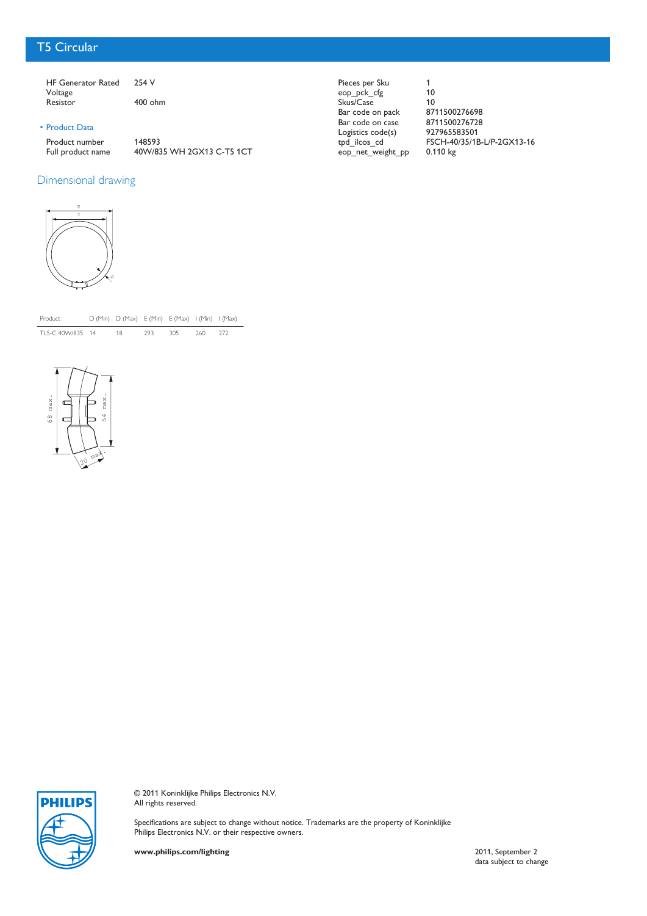## T5 Circular

| | |
|---|---|
| HF Generator Rated Voltage | 254 V |
| Resistor | 400 ohm |

• Product Data

| | |
|---|---|
| Product number | 148593 |
| Full product name | 40W/835 WH 2GX13 C-T5 1CT |

| | |
|---|---|
| Pieces per Sku | 1 |
| eop_pck_cfg | 10 |
| Skus/Case | 10 |
| Bar code on pack | 8711500276698 |
| Bar code on case | 8711500276728 |
| Logistics code(s) | 927965583501 |
| tpd_ilcos_cd | FSCH-40/35/1B-L/P-2GX13-16 |
| eop_net_weight_pp | 0.110 kg |

## Dimensional drawing

E

I

D

| Product | D (Min) | D (Max) | E (Min) | E (Max) | I (Min) | I (Max) |
|---|---|---|---|---|---|---|
| TL5-C 40W/835 | 14 | 18 | 293 | 305 | 260 | 272 |

68 max.

54 max.

20 max.

© 2011 Koninklijke Philips Electronics N.V.
All rights reserved.

Specifications are subject to change without notice. Trademarks are the property of Koninklijke Philips Electronics N.V. or their respective owners.

**www.philips.com/lighting**

2011, September 2
data subject to change